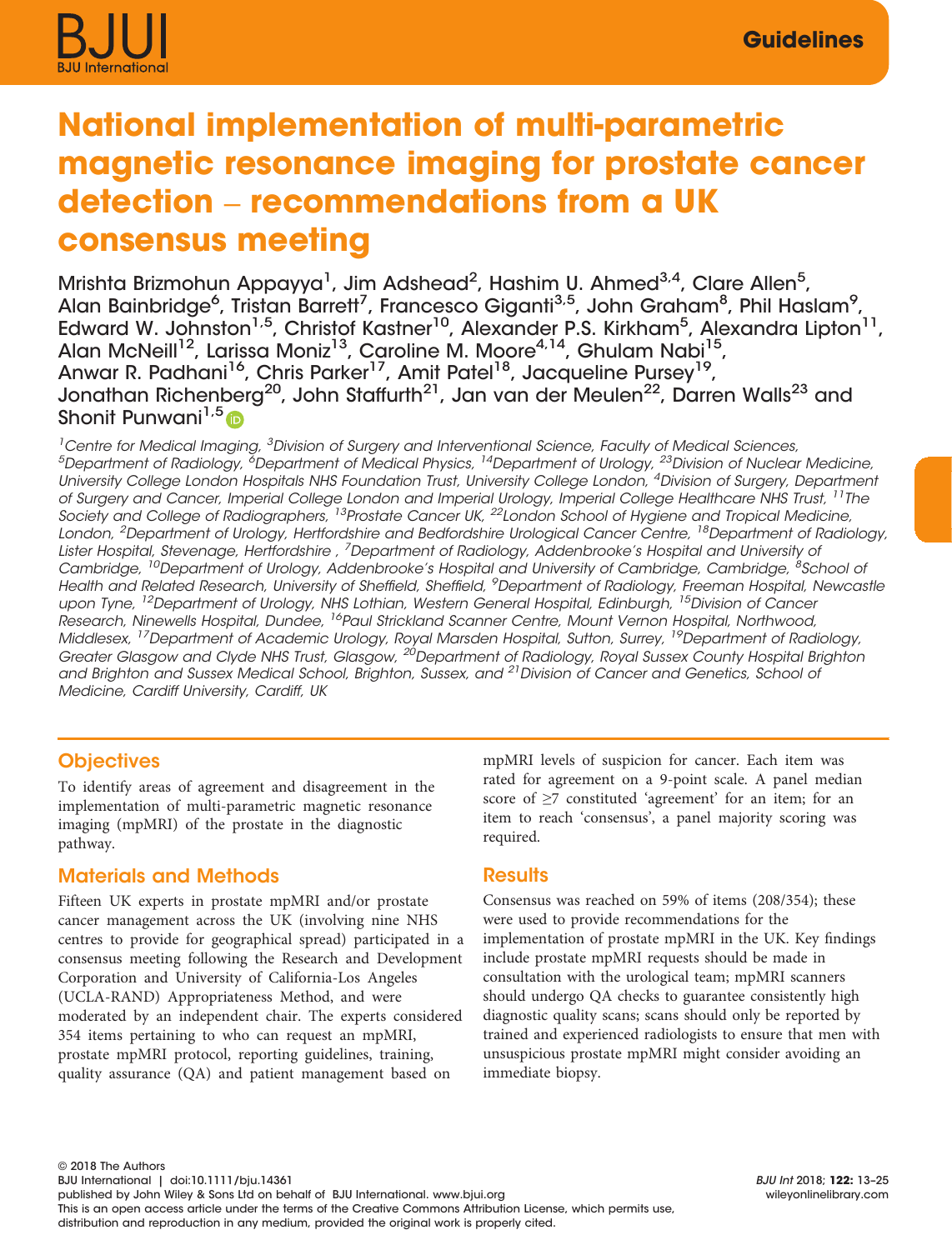Guidelines

# National implementation of multi-parametric magnetic resonance imaging for prostate cancer detection – recommendations from a UK consensus meeting

Mrishta Brizmohun Appayya[1], Jim Adshead[2], Hashim U. Ahmed[3,4], Clare Allen[5], Alan Bainbridge[6], Tristan Barrett[7], Francesco Giganti[3,5], John Graham[8], Phil Haslam[9], Edward W. Johnston[1,5], Christof Kastner[10], Alexander P.S. Kirkham[5], Alexandra Lipton[11], Alan McNeill[12], Larissa Moniz[13], Caroline M. Moore[4,14], Ghulam Nabi[15], Anwar R. Padhani[16], Chris Parker[17], Amit Patel[18], Jacqueline Pursey[19], Jonathan Richenberg[20], John Staffurth[21], Jan van der Meulen[22], Darren Walls[23] and Shonit Punwani[1,5]

[1]Centre for Medical Imaging, [3]Division of Surgery and Interventional Science, Faculty of Medical Sciences, [5]Department of Radiology, [6]Department of Medical Physics, [14]Department of Urology, [23]Division of Nuclear Medicine, University College London Hospitals NHS Foundation Trust, University College London, [4]Division of Surgery, Department of Surgery and Cancer, Imperial College London and Imperial Urology, Imperial College Healthcare NHS Trust, [11]The Society and College of Radiographers, [13]Prostate Cancer UK, [22]London School of Hygiene and Tropical Medicine, London, [2]Department of Urology, Hertfordshire and Bedfordshire Urological Cancer Centre, [18]Department of Radiology, Lister Hospital, Stevenage, Hertfordshire , [7]Department of Radiology, Addenbrooke's Hospital and University of Cambridge, [10]Department of Urology, Addenbrooke's Hospital and University of Cambridge, Cambridge, [8]School of Health and Related Research, University of Sheffield, Sheffield, [9]Department of Radiology, Freeman Hospital, Newcastle upon Tyne, [12]Department of Urology, NHS Lothian, Western General Hospital, Edinburgh, [15]Division of Cancer Research, Ninewells Hospital, Dundee, [16]Paul Strickland Scanner Centre, Mount Vernon Hospital, Northwood, Middlesex, [17]Department of Academic Urology, Royal Marsden Hospital, Sutton, Surrey, [19]Department of Radiology, Greater Glasgow and Clyde NHS Trust, Glasgow, [20]Department of Radiology, Royal Sussex County Hospital Brighton and Brighton and Sussex Medical School, Brighton, Sussex, and [21]Division of Cancer and Genetics, School of Medicine, Cardiff University, Cardiff, UK

## Objectives

To identify areas of agreement and disagreement in the implementation of multi-parametric magnetic resonance imaging (mpMRI) of the prostate in the diagnostic pathway.

## Materials and Methods

Fifteen UK experts in prostate mpMRI and/or prostate cancer management across the UK (involving nine NHS centres to provide for geographical spread) participated in a consensus meeting following the Research and Development Corporation and University of California-Los Angeles (UCLA-RAND) Appropriateness Method, and were moderated by an independent chair. The experts considered 354 items pertaining to who can request an mpMRI, prostate mpMRI protocol, reporting guidelines, training, quality assurance (QA) and patient management based on mpMRI levels of suspicion for cancer. Each item was rated for agreement on a 9-point scale. A panel median score of ≥7 constituted 'agreement' for an item; for an item to reach 'consensus', a panel majority scoring was required.

## Results

Consensus was reached on 59% of items (208/354); these were used to provide recommendations for the implementation of prostate mpMRI in the UK. Key findings include prostate mpMRI requests should be made in consultation with the urological team; mpMRI scanners should undergo QA checks to guarantee consistently high diagnostic quality scans; scans should only be reported by trained and experienced radiologists to ensure that men with unsuspicious prostate mpMRI might consider avoiding an immediate biopsy.

© 2018 The Authors
BJU International | doi:10.1111/bju.14361
published by John Wiley & Sons Ltd on behalf of BJU International. www.bjui.org
This is an open access article under the terms of the Creative Commons Attribution License, which permits use, distribution and reproduction in any medium, provided the original work is properly cited.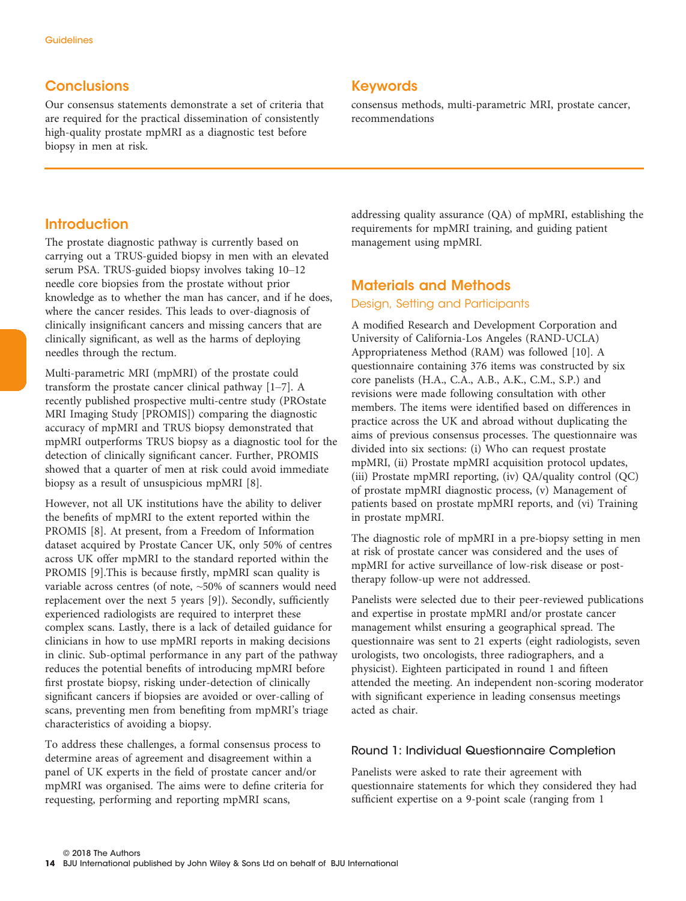## Conclusions

Our consensus statements demonstrate a set of criteria that are required for the practical dissemination of consistently high-quality prostate mpMRI as a diagnostic test before biopsy in men at risk.

## Keywords

consensus methods, multi-parametric MRI, prostate cancer, recommendations

## Introduction

The prostate diagnostic pathway is currently based on carrying out a TRUS-guided biopsy in men with an elevated serum PSA. TRUS-guided biopsy involves taking 10–12 needle core biopsies from the prostate without prior knowledge as to whether the man has cancer, and if he does, where the cancer resides. This leads to over-diagnosis of clinically insignificant cancers and missing cancers that are clinically significant, as well as the harms of deploying needles through the rectum.

Multi-parametric MRI (mpMRI) of the prostate could transform the prostate cancer clinical pathway [1–7]. A recently published prospective multi-centre study (PROstate MRI Imaging Study [PROMIS]) comparing the diagnostic accuracy of mpMRI and TRUS biopsy demonstrated that mpMRI outperforms TRUS biopsy as a diagnostic tool for the detection of clinically significant cancer. Further, PROMIS showed that a quarter of men at risk could avoid immediate biopsy as a result of unsuspicious mpMRI [8].

However, not all UK institutions have the ability to deliver the benefits of mpMRI to the extent reported within the PROMIS [8]. At present, from a Freedom of Information dataset acquired by Prostate Cancer UK, only 50% of centres across UK offer mpMRI to the standard reported within the PROMIS [9].This is because firstly, mpMRI scan quality is variable across centres (of note, ~50% of scanners would need replacement over the next 5 years [9]). Secondly, sufficiently experienced radiologists are required to interpret these complex scans. Lastly, there is a lack of detailed guidance for clinicians in how to use mpMRI reports in making decisions in clinic. Sub-optimal performance in any part of the pathway reduces the potential benefits of introducing mpMRI before first prostate biopsy, risking under-detection of clinically significant cancers if biopsies are avoided or over-calling of scans, preventing men from benefiting from mpMRI's triage characteristics of avoiding a biopsy.

To address these challenges, a formal consensus process to determine areas of agreement and disagreement within a panel of UK experts in the field of prostate cancer and/or mpMRI was organised. The aims were to define criteria for requesting, performing and reporting mpMRI scans, addressing quality assurance (QA) of mpMRI, establishing the requirements for mpMRI training, and guiding patient management using mpMRI.

## Materials and Methods

### Design, Setting and Participants

A modified Research and Development Corporation and University of California-Los Angeles (RAND-UCLA) Appropriateness Method (RAM) was followed [10]. A questionnaire containing 376 items was constructed by six core panelists (H.A., C.A., A.B., A.K., C.M., S.P.) and revisions were made following consultation with other members. The items were identified based on differences in practice across the UK and abroad without duplicating the aims of previous consensus processes. The questionnaire was divided into six sections: (i) Who can request prostate mpMRI, (ii) Prostate mpMRI acquisition protocol updates, (iii) Prostate mpMRI reporting, (iv) QA/quality control (QC) of prostate mpMRI diagnostic process, (v) Management of patients based on prostate mpMRI reports, and (vi) Training in prostate mpMRI.

The diagnostic role of mpMRI in a pre-biopsy setting in men at risk of prostate cancer was considered and the uses of mpMRI for active surveillance of low-risk disease or post-therapy follow-up were not addressed.

Panelists were selected due to their peer-reviewed publications and expertise in prostate mpMRI and/or prostate cancer management whilst ensuring a geographical spread. The questionnaire was sent to 21 experts (eight radiologists, seven urologists, two oncologists, three radiographers, and a physicist). Eighteen participated in round 1 and fifteen attended the meeting. An independent non-scoring moderator with significant experience in leading consensus meetings acted as chair.

### Round 1: Individual Questionnaire Completion

Panelists were asked to rate their agreement with questionnaire statements for which they considered they had sufficient expertise on a 9-point scale (ranging from 1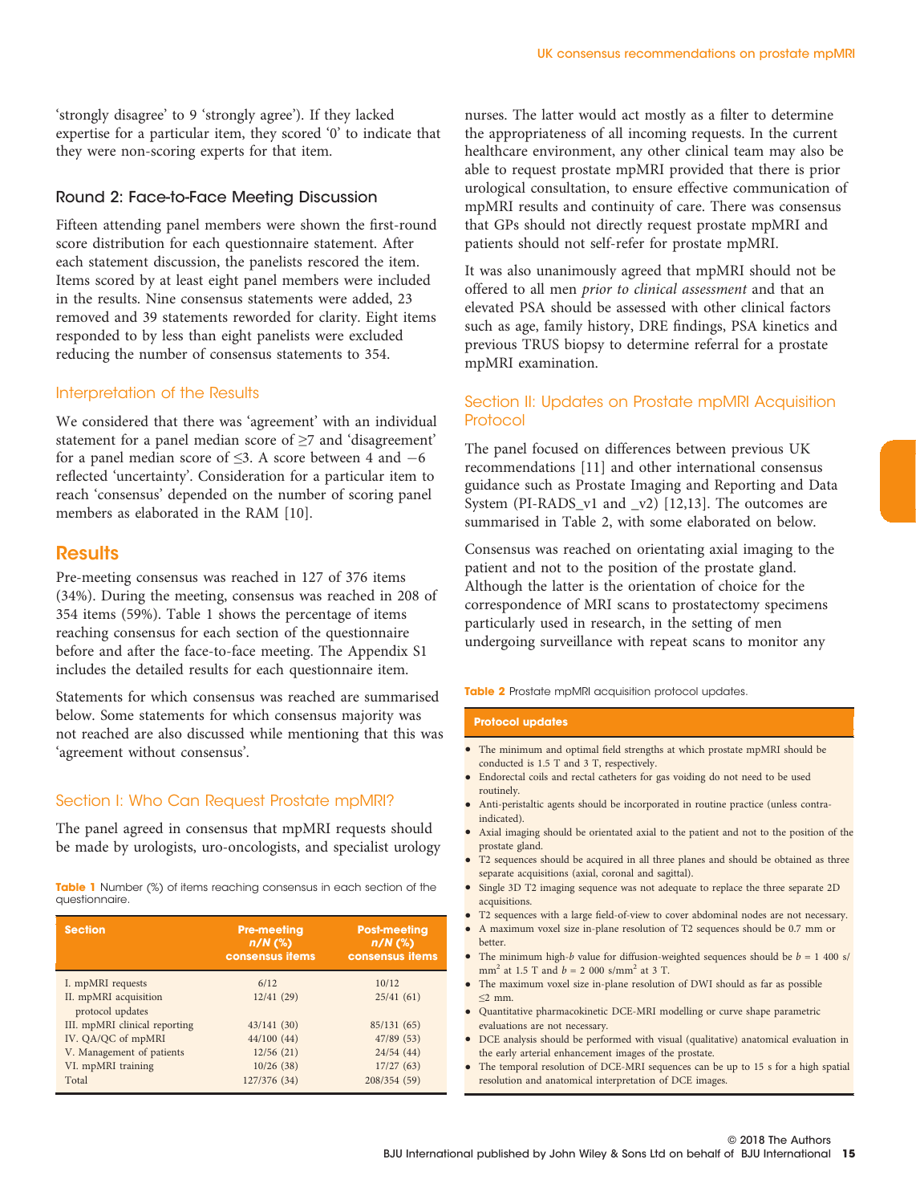'strongly disagree' to 9 'strongly agree'). If they lacked expertise for a particular item, they scored '0' to indicate that they were non-scoring experts for that item.

### Round 2: Face-to-Face Meeting Discussion

Fifteen attending panel members were shown the first-round score distribution for each questionnaire statement. After each statement discussion, the panelists rescored the item. Items scored by at least eight panel members were included in the results. Nine consensus statements were added, 23 removed and 39 statements reworded for clarity. Eight items responded to by less than eight panelists were excluded reducing the number of consensus statements to 354.

### Interpretation of the Results

We considered that there was 'agreement' with an individual statement for a panel median score of ≥7 and 'disagreement' for a panel median score of ≤3. A score between 4 and −6 reflected 'uncertainty'. Consideration for a particular item to reach 'consensus' depended on the number of scoring panel members as elaborated in the RAM [10].

## Results

Pre-meeting consensus was reached in 127 of 376 items (34%). During the meeting, consensus was reached in 208 of 354 items (59%). Table 1 shows the percentage of items reaching consensus for each section of the questionnaire before and after the face-to-face meeting. The Appendix S1 includes the detailed results for each questionnaire item.

Statements for which consensus was reached are summarised below. Some statements for which consensus majority was not reached are also discussed while mentioning that this was 'agreement without consensus'.

### Section I: Who Can Request Prostate mpMRI?

The panel agreed in consensus that mpMRI requests should be made by urologists, uro-oncologists, and specialist urology nurses. The latter would act mostly as a filter to determine the appropriateness of all incoming requests. In the current healthcare environment, any other clinical team may also be able to request prostate mpMRI provided that there is prior urological consultation, to ensure effective communication of mpMRI results and continuity of care. There was consensus that GPs should not directly request prostate mpMRI and patients should not self-refer for prostate mpMRI.

It was also unanimously agreed that mpMRI should not be offered to all men *prior to clinical assessment* and that an elevated PSA should be assessed with other clinical factors such as age, family history, DRE findings, PSA kinetics and previous TRUS biopsy to determine referral for a prostate mpMRI examination.

**Table 1** Number (%) of items reaching consensus in each section of the questionnaire.

| Section | Pre-meeting *n/N* (%) consensus items | Post-meeting *n/N* (%) consensus items |
|---|---|---|
| I. mpMRI requests | 6/12 | 10/12 |
| II. mpMRI acquisition protocol updates | 12/41 (29) | 25/41 (61) |
| III. mpMRI clinical reporting | 43/141 (30) | 85/131 (65) |
| IV. QA/QC of mpMRI | 44/100 (44) | 47/89 (53) |
| V. Management of patients | 12/56 (21) | 24/54 (44) |
| VI. mpMRI training | 10/26 (38) | 17/27 (63) |
| Total | 127/376 (34) | 208/354 (59) |

### Section II: Updates on Prostate mpMRI Acquisition Protocol

The panel focused on differences between previous UK recommendations [11] and other international consensus guidance such as Prostate Imaging and Reporting and Data System (PI-RADS_v1 and _v2) [12,13]. The outcomes are summarised in Table 2, with some elaborated on below.

Consensus was reached on orientating axial imaging to the patient and not to the position of the prostate gland. Although the latter is the orientation of choice for the correspondence of MRI scans to prostatectomy specimens particularly used in research, in the setting of men undergoing surveillance with repeat scans to monitor any

**Table 2** Prostate mpMRI acquisition protocol updates.

| Protocol updates |
|---|
| • The minimum and optimal field strengths at which prostate mpMRI should be conducted is 1.5 T and 3 T, respectively. |
| • Endorectal coils and rectal catheters for gas voiding do not need to be used routinely. |
| • Anti-peristaltic agents should be incorporated in routine practice (unless contra-indicated). |
| • Axial imaging should be orientated axial to the patient and not to the position of the prostate gland. |
| • T2 sequences should be acquired in all three planes and should be obtained as three separate acquisitions (axial, coronal and sagittal). |
| • Single 3D T2 imaging sequence was not adequate to replace the three separate 2D acquisitions. |
| • T2 sequences with a large field-of-view to cover abdominal nodes are not necessary. |
| • A maximum voxel size in-plane resolution of T2 sequences should be 0.7 mm or better. |
| • The minimum high-*b* value for diffusion-weighted sequences should be $b$ = 1 400 s/mm$^2$ at 1.5 T and $b$ = 2 000 s/mm$^2$ at 3 T. |
| • The maximum voxel size in-plane resolution of DWI should as far as possible ≤2 mm. |
| • Quantitative pharmacokinetic DCE-MRI modelling or curve shape parametric evaluations are not necessary. |
| • DCE analysis should be performed with visual (qualitative) anatomical evaluation in the early arterial enhancement images of the prostate. |
| • The temporal resolution of DCE-MRI sequences can be up to 15 s for a high spatial resolution and anatomical interpretation of DCE images. |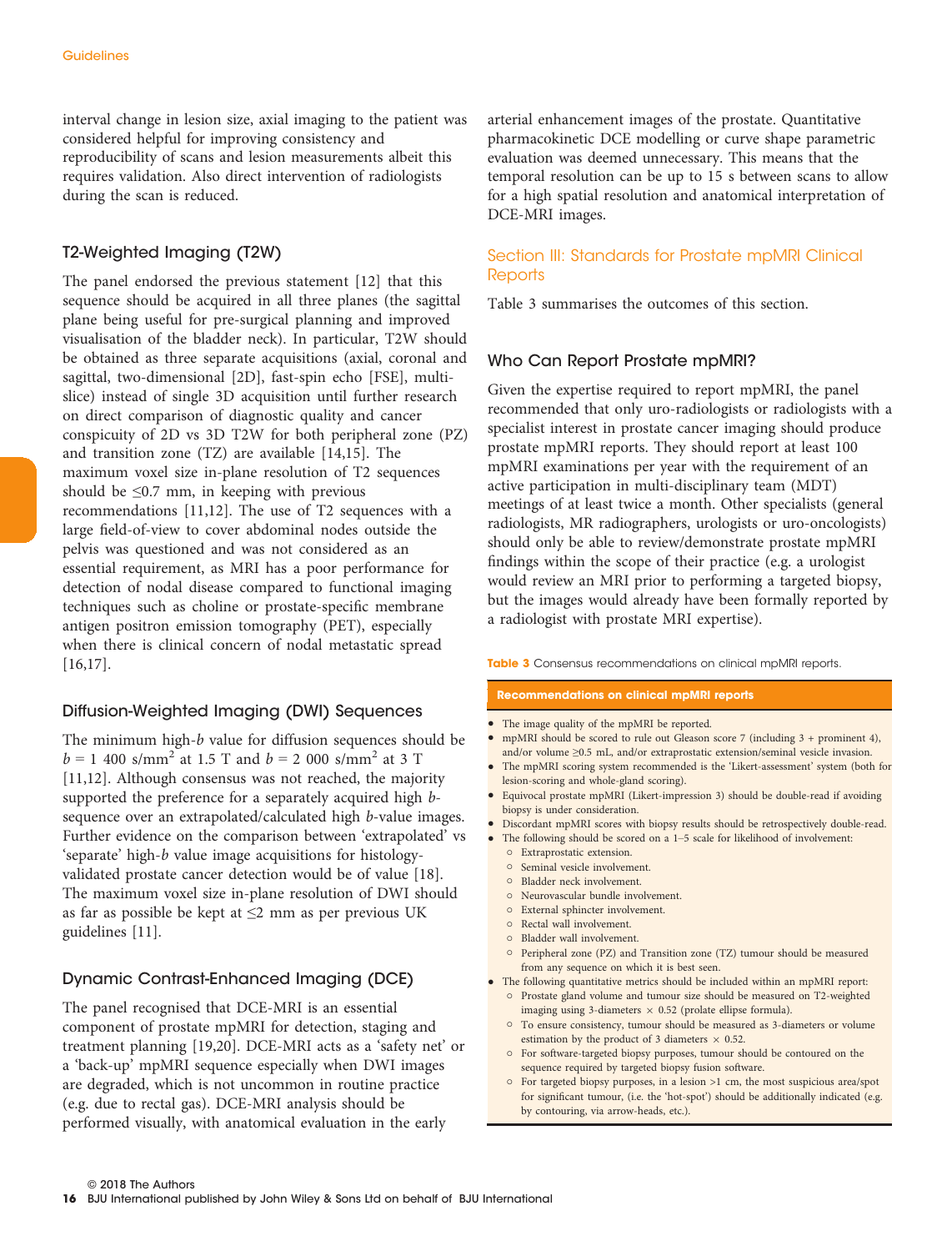interval change in lesion size, axial imaging to the patient was considered helpful for improving consistency and reproducibility of scans and lesion measurements albeit this requires validation. Also direct intervention of radiologists during the scan is reduced.

### T2-Weighted Imaging (T2W)

The panel endorsed the previous statement [12] that this sequence should be acquired in all three planes (the sagittal plane being useful for pre-surgical planning and improved visualisation of the bladder neck). In particular, T2W should be obtained as three separate acquisitions (axial, coronal and sagittal, two-dimensional [2D], fast-spin echo [FSE], multi-slice) instead of single 3D acquisition until further research on direct comparison of diagnostic quality and cancer conspicuity of 2D vs 3D T2W for both peripheral zone (PZ) and transition zone (TZ) are available [14,15]. The maximum voxel size in-plane resolution of T2 sequences should be ≤0.7 mm, in keeping with previous recommendations [11,12]. The use of T2 sequences with a large field-of-view to cover abdominal nodes outside the pelvis was questioned and was not considered as an essential requirement, as MRI has a poor performance for detection of nodal disease compared to functional imaging techniques such as choline or prostate-specific membrane antigen positron emission tomography (PET), especially when there is clinical concern of nodal metastatic spread [16,17].

### Diffusion-Weighted Imaging (DWI) Sequences

The minimum high-*b* value for diffusion sequences should be $b = 1\ 400$ s/mm$^2$ at 1.5 T and $b = 2\ 000$ s/mm$^2$ at 3 T [11,12]. Although consensus was not reached, the majority supported the preference for a separately acquired high *b*-sequence over an extrapolated/calculated high *b*-value images. Further evidence on the comparison between 'extrapolated' vs 'separate' high-*b* value image acquisitions for histology-validated prostate cancer detection would be of value [18]. The maximum voxel size in-plane resolution of DWI should as far as possible be kept at ≤2 mm as per previous UK guidelines [11].

### Dynamic Contrast-Enhanced Imaging (DCE)

The panel recognised that DCE-MRI is an essential component of prostate mpMRI for detection, staging and treatment planning [19,20]. DCE-MRI acts as a 'safety net' or a 'back-up' mpMRI sequence especially when DWI images are degraded, which is not uncommon in routine practice (e.g. due to rectal gas). DCE-MRI analysis should be performed visually, with anatomical evaluation in the early arterial enhancement images of the prostate. Quantitative pharmacokinetic DCE modelling or curve shape parametric evaluation was deemed unnecessary. This means that the temporal resolution can be up to 15 s between scans to allow for a high spatial resolution and anatomical interpretation of DCE-MRI images.

## Section III: Standards for Prostate mpMRI Clinical Reports

Table 3 summarises the outcomes of this section.

### Who Can Report Prostate mpMRI?

Given the expertise required to report mpMRI, the panel recommended that only uro-radiologists or radiologists with a specialist interest in prostate cancer imaging should produce prostate mpMRI reports. They should report at least 100 mpMRI examinations per year with the requirement of an active participation in multi-disciplinary team (MDT) meetings of at least twice a month. Other specialists (general radiologists, MR radiographers, urologists or uro-oncologists) should only be able to review/demonstrate prostate mpMRI findings within the scope of their practice (e.g. a urologist would review an MRI prior to performing a targeted biopsy, but the images would already have been formally reported by a radiologist with prostate MRI expertise).

**Table 3** Consensus recommendations on clinical mpMRI reports.

| **Recommendations on clinical mpMRI reports** |
|---|
| • The image quality of the mpMRI be reported.<br>• mpMRI should be scored to rule out Gleason score 7 (including 3 + prominent 4), and/or volume ≥0.5 mL, and/or extraprostatic extension/seminal vesicle invasion.<br>• The mpMRI scoring system recommended is the 'Likert-assessment' system (both for lesion-scoring and whole-gland scoring).<br>• Equivocal prostate mpMRI (Likert-impression 3) should be double-read if avoiding biopsy is under consideration.<br>• Discordant mpMRI scores with biopsy results should be retrospectively double-read.<br>• The following should be scored on a 1–5 scale for likelihood of involvement:<br>&nbsp;&nbsp;○ Extraprostatic extension.<br>&nbsp;&nbsp;○ Seminal vesicle involvement.<br>&nbsp;&nbsp;○ Bladder neck involvement.<br>&nbsp;&nbsp;○ Neurovascular bundle involvement.<br>&nbsp;&nbsp;○ External sphincter involvement.<br>&nbsp;&nbsp;○ Rectal wall involvement.<br>&nbsp;&nbsp;○ Bladder wall involvement.<br>&nbsp;&nbsp;○ Peripheral zone (PZ) and Transition zone (TZ) tumour should be measured from any sequence on which it is best seen.<br>• The following quantitative metrics should be included within an mpMRI report:<br>&nbsp;&nbsp;○ Prostate gland volume and tumour size should be measured on T2-weighted imaging using 3-diameters × 0.52 (prolate ellipse formula).<br>&nbsp;&nbsp;○ To ensure consistency, tumour should be measured as 3-diameters or volume estimation by the product of 3 diameters × 0.52.<br>&nbsp;&nbsp;○ For software-targeted biopsy purposes, tumour should be contoured on the sequence required by targeted biopsy fusion software.<br>&nbsp;&nbsp;○ For targeted biopsy purposes, in a lesion >1 cm, the most suspicious area/spot for significant tumour, (i.e. the 'hot-spot') should be additionally indicated (e.g. by contouring, via arrow-heads, etc.). |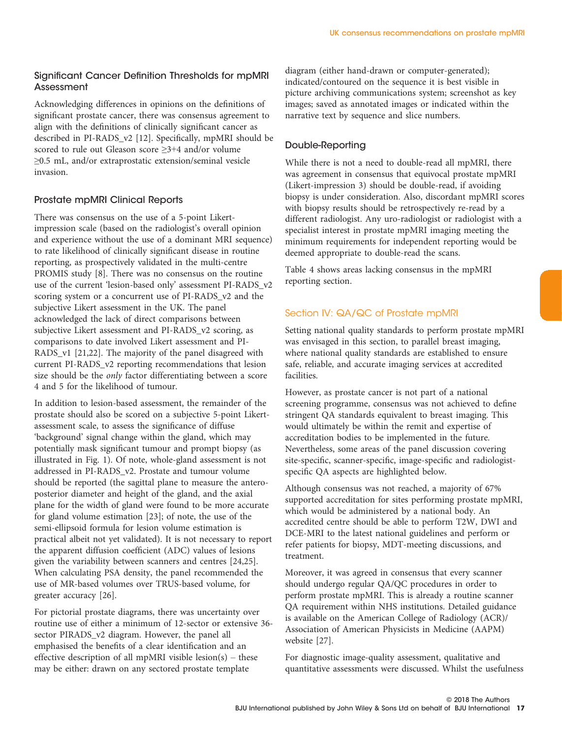### Significant Cancer Definition Thresholds for mpMRI Assessment

Acknowledging differences in opinions on the definitions of significant prostate cancer, there was consensus agreement to align with the definitions of clinically significant cancer as described in PI-RADS_v2 [12]. Specifically, mpMRI should be scored to rule out Gleason score ≥3+4 and/or volume ≥0.5 mL, and/or extraprostatic extension/seminal vesicle invasion.

### Prostate mpMRI Clinical Reports

There was consensus on the use of a 5-point Likert-impression scale (based on the radiologist's overall opinion and experience without the use of a dominant MRI sequence) to rate likelihood of clinically significant disease in routine reporting, as prospectively validated in the multi-centre PROMIS study [8]. There was no consensus on the routine use of the current 'lesion-based only' assessment PI-RADS_v2 scoring system or a concurrent use of PI-RADS_v2 and the subjective Likert assessment in the UK. The panel acknowledged the lack of direct comparisons between subjective Likert assessment and PI-RADS_v2 scoring, as comparisons to date involved Likert assessment and PI-RADS_v1 [21,22]. The majority of the panel disagreed with current PI-RADS_v2 reporting recommendations that lesion size should be the *only* factor differentiating between a score 4 and 5 for the likelihood of tumour.

In addition to lesion-based assessment, the remainder of the prostate should also be scored on a subjective 5-point Likert-assessment scale, to assess the significance of diffuse 'background' signal change within the gland, which may potentially mask significant tumour and prompt biopsy (as illustrated in Fig. 1). Of note, whole-gland assessment is not addressed in PI-RADS_v2. Prostate and tumour volume should be reported (the sagittal plane to measure the antero-posterior diameter and height of the gland, and the axial plane for the width of gland were found to be more accurate for gland volume estimation [23]; of note, the use of the semi-ellipsoid formula for lesion volume estimation is practical albeit not yet validated). It is not necessary to report the apparent diffusion coefficient (ADC) values of lesions given the variability between scanners and centres [24,25]. When calculating PSA density, the panel recommended the use of MR-based volumes over TRUS-based volume, for greater accuracy [26].

For pictorial prostate diagrams, there was uncertainty over routine use of either a minimum of 12-sector or extensive 36-sector PIRADS_v2 diagram. However, the panel all emphasised the benefits of a clear identification and an effective description of all mpMRI visible lesion(s) – these may be either: drawn on any sectored prostate template diagram (either hand-drawn or computer-generated); indicated/contoured on the sequence it is best visible in picture archiving communications system; screenshot as key images; saved as annotated images or indicated within the narrative text by sequence and slice numbers.

### Double-Reporting

While there is not a need to double-read all mpMRI, there was agreement in consensus that equivocal prostate mpMRI (Likert-impression 3) should be double-read, if avoiding biopsy is under consideration. Also, discordant mpMRI scores with biopsy results should be retrospectively re-read by a different radiologist. Any uro-radiologist or radiologist with a specialist interest in prostate mpMRI imaging meeting the minimum requirements for independent reporting would be deemed appropriate to double-read the scans.

Table 4 shows areas lacking consensus in the mpMRI reporting section.

## Section IV: QA/QC of Prostate mpMRI

Setting national quality standards to perform prostate mpMRI was envisaged in this section, to parallel breast imaging, where national quality standards are established to ensure safe, reliable, and accurate imaging services at accredited facilities.

However, as prostate cancer is not part of a national screening programme, consensus was not achieved to define stringent QA standards equivalent to breast imaging. This would ultimately be within the remit and expertise of accreditation bodies to be implemented in the future. Nevertheless, some areas of the panel discussion covering site-specific, scanner-specific, image-specific and radiologist-specific QA aspects are highlighted below.

Although consensus was not reached, a majority of 67% supported accreditation for sites performing prostate mpMRI, which would be administered by a national body. An accredited centre should be able to perform T2W, DWI and DCE-MRI to the latest national guidelines and perform or refer patients for biopsy, MDT-meeting discussions, and treatment.

Moreover, it was agreed in consensus that every scanner should undergo regular QA/QC procedures in order to perform prostate mpMRI. This is already a routine scanner QA requirement within NHS institutions. Detailed guidance is available on the American College of Radiology (ACR)/Association of American Physicists in Medicine (AAPM) website [27].

For diagnostic image-quality assessment, qualitative and quantitative assessments were discussed. Whilst the usefulness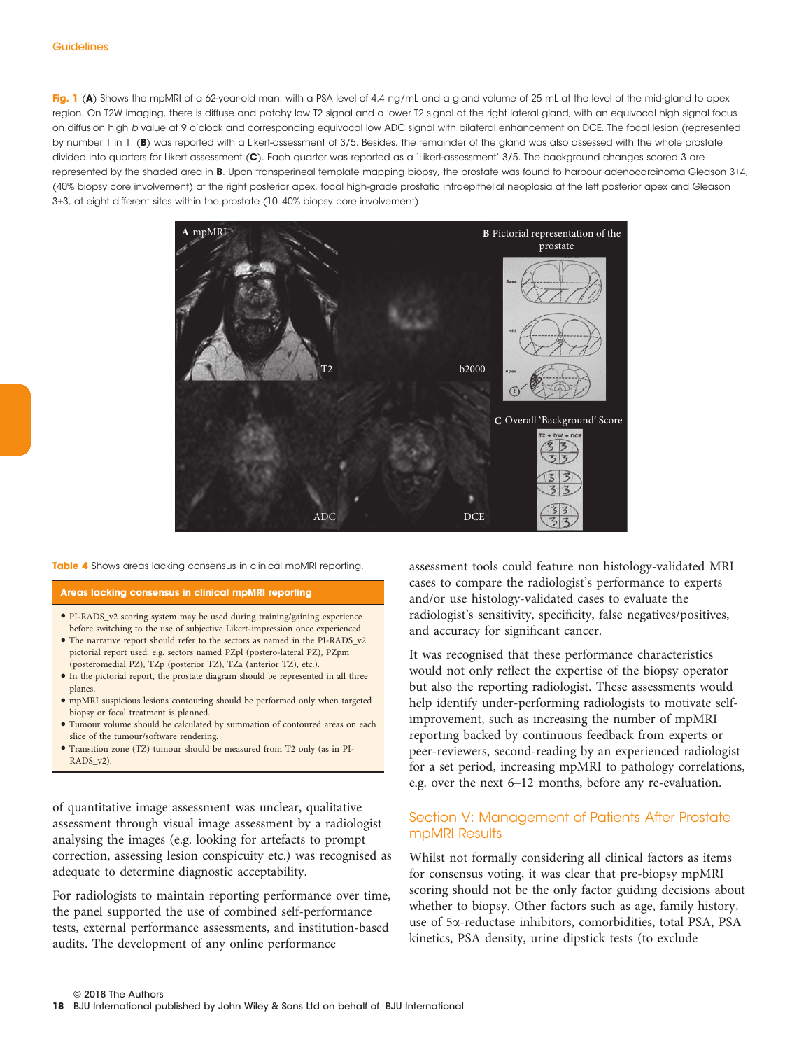**Fig. 1** (**A**) Shows the mpMRI of a 62-year-old man, with a PSA level of 4.4 ng/mL and a gland volume of 25 mL at the level of the mid-gland to apex region. On T2W imaging, there is diffuse and patchy low T2 signal and a lower T2 signal at the right lateral gland, with an equivocal high signal focus on diffusion high *b* value at 9 o'clock and corresponding equivocal low ADC signal with bilateral enhancement on DCE. The focal lesion (represented by number 1 in 1. (**B**) was reported with a Likert-assessment of 3/5. Besides, the remainder of the gland was also assessed with the whole prostate divided into quarters for Likert assessment (**C**). Each quarter was reported as a 'Likert-assessment' 3/5. The background changes scored 3 are represented by the shaded area in **B**. Upon transperineal template mapping biopsy, the prostate was found to harbour adenocarcinoma Gleason 3+4, (40% biopsy core involvement) at the right posterior apex, focal high-grade prostatic intraepithelial neoplasia at the left posterior apex and Gleason 3+3, at eight different sites within the prostate (10–40% biopsy core involvement).

**Table 4** Shows areas lacking consensus in clinical mpMRI reporting.

| Areas lacking consensus in clinical mpMRI reporting |
| --- |
| • PI-RADS_v2 scoring system may be used during training/gaining experience before switching to the use of subjective Likert-impression once experienced. |
| • The narrative report should refer to the sectors as named in the PI-RADS_v2 pictorial report used: e.g. sectors named PZpl (postero-lateral PZ), PZpm (posteromedial PZ), TZp (posterior TZ), TZa (anterior TZ), etc.). |
| • In the pictorial report, the prostate diagram should be represented in all three planes. |
| • mpMRI suspicious lesions contouring should be performed only when targeted biopsy or focal treatment is planned. |
| • Tumour volume should be calculated by summation of contoured areas on each slice of the tumour/software rendering. |
| • Transition zone (TZ) tumour should be measured from T2 only (as in PI-RADS_v2). |

of quantitative image assessment was unclear, qualitative assessment through visual image assessment by a radiologist analysing the images (e.g. looking for artefacts to prompt correction, assessing lesion conspicuity etc.) was recognised as adequate to determine diagnostic acceptability.

For radiologists to maintain reporting performance over time, the panel supported the use of combined self-performance tests, external performance assessments, and institution-based audits. The development of any online performance assessment tools could feature non histology-validated MRI cases to compare the radiologist's performance to experts and/or use histology-validated cases to evaluate the radiologist's sensitivity, specificity, false negatives/positives, and accuracy for significant cancer.

It was recognised that these performance characteristics would not only reflect the expertise of the biopsy operator but also the reporting radiologist. These assessments would help identify under-performing radiologists to motivate self-improvement, such as increasing the number of mpMRI reporting backed by continuous feedback from experts or peer-reviewers, second-reading by an experienced radiologist for a set period, increasing mpMRI to pathology correlations, e.g. over the next 6–12 months, before any re-evaluation.

## Section V: Management of Patients After Prostate mpMRI Results

Whilst not formally considering all clinical factors as items for consensus voting, it was clear that pre-biopsy mpMRI scoring should not be the only factor guiding decisions about whether to biopsy. Other factors such as age, family history, use of 5α-reductase inhibitors, comorbidities, total PSA, PSA kinetics, PSA density, urine dipstick tests (to exclude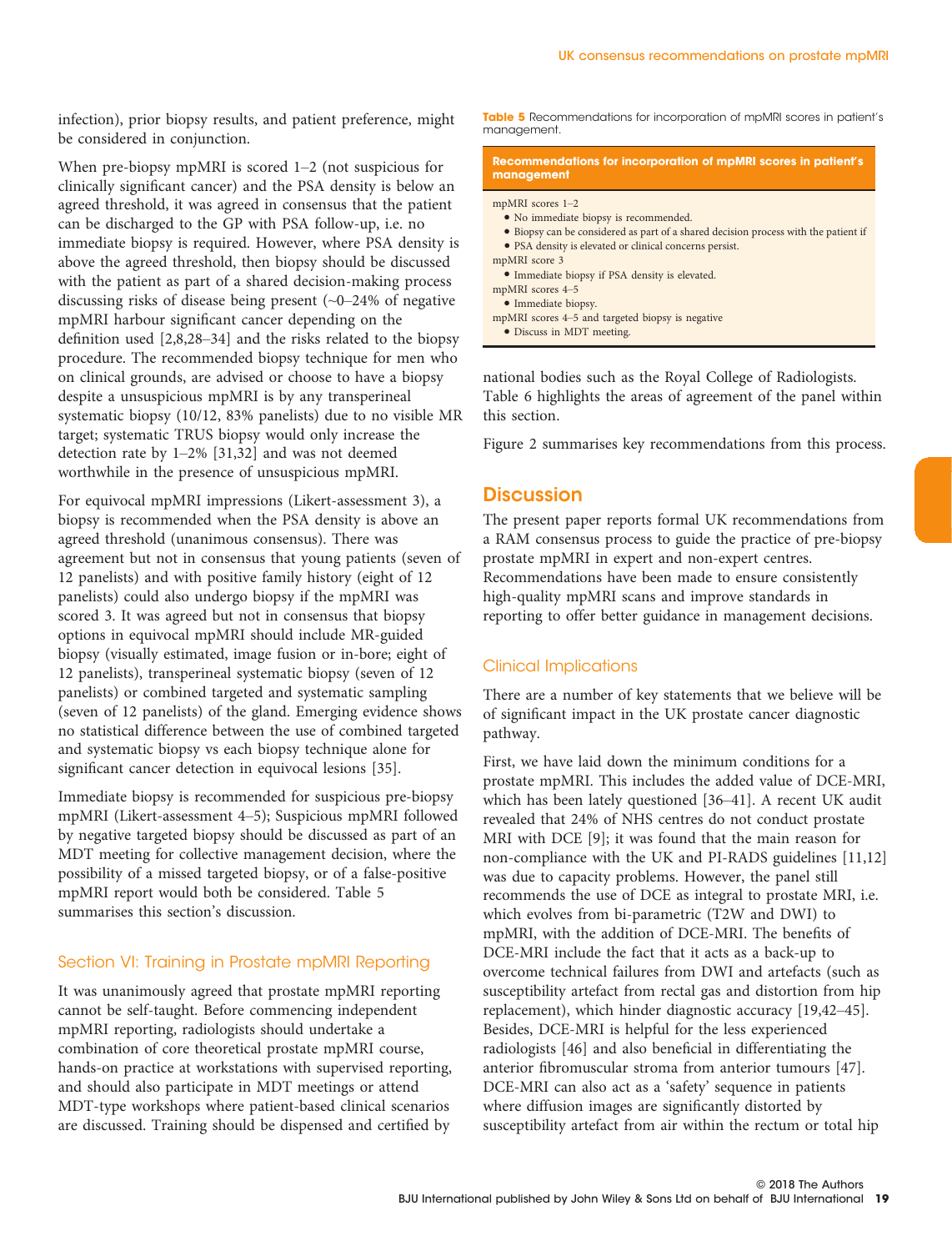infection), prior biopsy results, and patient preference, might be considered in conjunction.

When pre-biopsy mpMRI is scored 1–2 (not suspicious for clinically significant cancer) and the PSA density is below an agreed threshold, it was agreed in consensus that the patient can be discharged to the GP with PSA follow-up, i.e. no immediate biopsy is required. However, where PSA density is above the agreed threshold, then biopsy should be discussed with the patient as part of a shared decision-making process discussing risks of disease being present (~0–24% of negative mpMRI harbour significant cancer depending on the definition used [2,8,28–34] and the risks related to the biopsy procedure. The recommended biopsy technique for men who on clinical grounds, are advised or choose to have a biopsy despite a unsuspicious mpMRI is by any transperineal systematic biopsy (10/12, 83% panelists) due to no visible MR target; systematic TRUS biopsy would only increase the detection rate by 1–2% [31,32] and was not deemed worthwhile in the presence of unsuspicious mpMRI.

For equivocal mpMRI impressions (Likert-assessment 3), a biopsy is recommended when the PSA density is above an agreed threshold (unanimous consensus). There was agreement but not in consensus that young patients (seven of 12 panelists) and with positive family history (eight of 12 panelists) could also undergo biopsy if the mpMRI was scored 3. It was agreed but not in consensus that biopsy options in equivocal mpMRI should include MR-guided biopsy (visually estimated, image fusion or in-bore; eight of 12 panelists), transperineal systematic biopsy (seven of 12 panelists) or combined targeted and systematic sampling (seven of 12 panelists) of the gland. Emerging evidence shows no statistical difference between the use of combined targeted and systematic biopsy vs each biopsy technique alone for significant cancer detection in equivocal lesions [35].

Immediate biopsy is recommended for suspicious pre-biopsy mpMRI (Likert-assessment 4–5); Suspicious mpMRI followed by negative targeted biopsy should be discussed as part of an MDT meeting for collective management decision, where the possibility of a missed targeted biopsy, or of a false-positive mpMRI report would both be considered. Table 5 summarises this section's discussion.

**Table 5** Recommendations for incorporation of mpMRI scores in patient's management.

| Recommendations for incorporation of mpMRI scores in patient's management |
|---|
| mpMRI scores 1–2 |
| • No immediate biopsy is recommended. |
| • Biopsy can be considered as part of a shared decision process with the patient if |
| • PSA density is elevated or clinical concerns persist. |
| mpMRI score 3 |
| • Immediate biopsy if PSA density is elevated. |
| mpMRI scores 4–5 |
| • Immediate biopsy. |
| mpMRI scores 4–5 and targeted biopsy is negative |
| • Discuss in MDT meeting. |

### Section VI: Training in Prostate mpMRI Reporting

It was unanimously agreed that prostate mpMRI reporting cannot be self-taught. Before commencing independent mpMRI reporting, radiologists should undertake a combination of core theoretical prostate mpMRI course, hands-on practice at workstations with supervised reporting, and should also participate in MDT meetings or attend MDT-type workshops where patient-based clinical scenarios are discussed. Training should be dispensed and certified by national bodies such as the Royal College of Radiologists. Table 6 highlights the areas of agreement of the panel within this section.

Figure 2 summarises key recommendations from this process.

## Discussion

The present paper reports formal UK recommendations from a RAM consensus process to guide the practice of pre-biopsy prostate mpMRI in expert and non-expert centres. Recommendations have been made to ensure consistently high-quality mpMRI scans and improve standards in reporting to offer better guidance in management decisions.

### Clinical Implications

There are a number of key statements that we believe will be of significant impact in the UK prostate cancer diagnostic pathway.

First, we have laid down the minimum conditions for a prostate mpMRI. This includes the added value of DCE-MRI, which has been lately questioned [36–41]. A recent UK audit revealed that 24% of NHS centres do not conduct prostate MRI with DCE [9]; it was found that the main reason for non-compliance with the UK and PI-RADS guidelines [11,12] was due to capacity problems. However, the panel still recommends the use of DCE as integral to prostate MRI, i.e. which evolves from bi-parametric (T2W and DWI) to mpMRI, with the addition of DCE-MRI. The benefits of DCE-MRI include the fact that it acts as a back-up to overcome technical failures from DWI and artefacts (such as susceptibility artefact from rectal gas and distortion from hip replacement), which hinder diagnostic accuracy [19,42–45]. Besides, DCE-MRI is helpful for the less experienced radiologists [46] and also beneficial in differentiating the anterior fibromuscular stroma from anterior tumours [47]. DCE-MRI can also act as a 'safety' sequence in patients where diffusion images are significantly distorted by susceptibility artefact from air within the rectum or total hip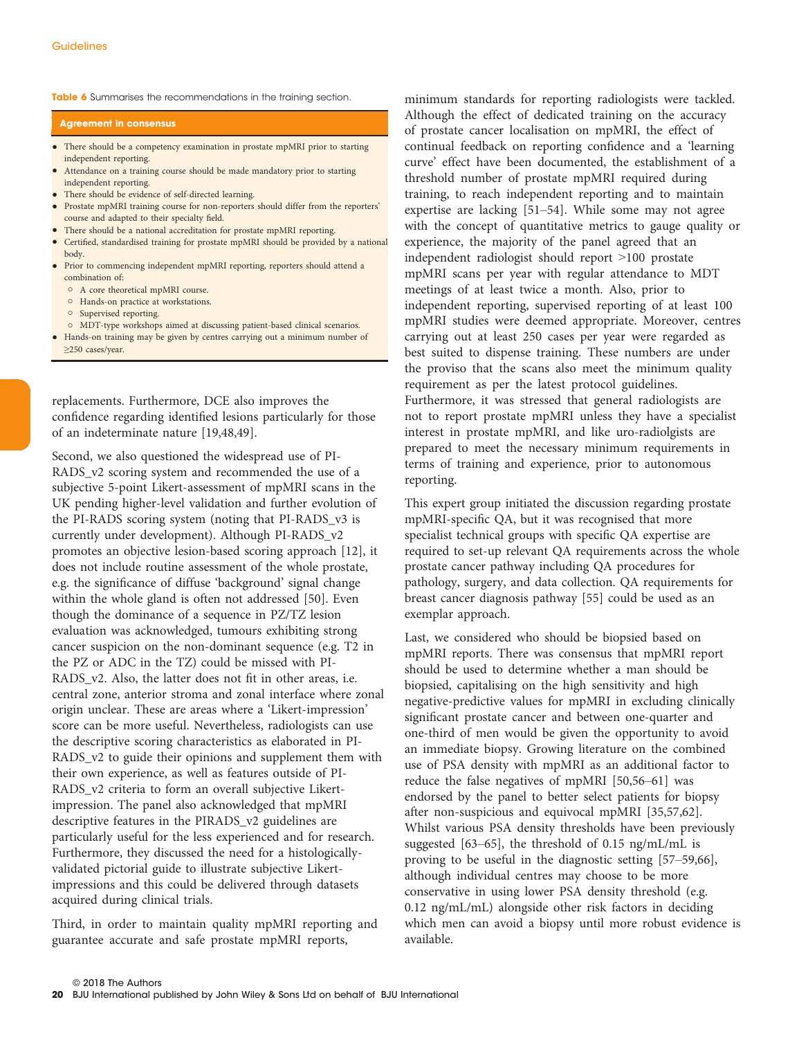**Table 6** Summarises the recommendations in the training section.

**Agreement in consensus**

- There should be a competency examination in prostate mpMRI prior to starting independent reporting.
- Attendance on a training course should be made mandatory prior to starting independent reporting.
- There should be evidence of self-directed learning.
- Prostate mpMRI training course for non-reporters should differ from the reporters' course and adapted to their specialty field.
- There should be a national accreditation for prostate mpMRI reporting.
- Certified, standardised training for prostate mpMRI should be provided by a national body.
- Prior to commencing independent mpMRI reporting, reporters should attend a combination of:
  - A core theoretical mpMRI course.
  - Hands-on practice at workstations.
  - Supervised reporting.
  - MDT-type workshops aimed at discussing patient-based clinical scenarios.
- Hands-on training may be given by centres carrying out a minimum number of ≥250 cases/year.

replacements. Furthermore, DCE also improves the confidence regarding identified lesions particularly for those of an indeterminate nature [19,48,49].

Second, we also questioned the widespread use of PI-RADS_v2 scoring system and recommended the use of a subjective 5-point Likert-assessment of mpMRI scans in the UK pending higher-level validation and further evolution of the PI-RADS scoring system (noting that PI-RADS_v3 is currently under development). Although PI-RADS_v2 promotes an objective lesion-based scoring approach [12], it does not include routine assessment of the whole prostate, e.g. the significance of diffuse 'background' signal change within the whole gland is often not addressed [50]. Even though the dominance of a sequence in PZ/TZ lesion evaluation was acknowledged, tumours exhibiting strong cancer suspicion on the non-dominant sequence (e.g. T2 in the PZ or ADC in the TZ) could be missed with PI-RADS_v2. Also, the latter does not fit in other areas, i.e. central zone, anterior stroma and zonal interface where zonal origin unclear. These are areas where a 'Likert-impression' score can be more useful. Nevertheless, radiologists can use the descriptive scoring characteristics as elaborated in PI-RADS_v2 to guide their opinions and supplement them with their own experience, as well as features outside of PI-RADS_v2 criteria to form an overall subjective Likert-impression. The panel also acknowledged that mpMRI descriptive features in the PIRADS_v2 guidelines are particularly useful for the less experienced and for research. Furthermore, they discussed the need for a histologically-validated pictorial guide to illustrate subjective Likert-impressions and this could be delivered through datasets acquired during clinical trials.

Third, in order to maintain quality mpMRI reporting and guarantee accurate and safe prostate mpMRI reports, minimum standards for reporting radiologists were tackled. Although the effect of dedicated training on the accuracy of prostate cancer localisation on mpMRI, the effect of continual feedback on reporting confidence and a 'learning curve' effect have been documented, the establishment of a threshold number of prostate mpMRI required during training, to reach independent reporting and to maintain expertise are lacking [51–54]. While some may not agree with the concept of quantitative metrics to gauge quality or experience, the majority of the panel agreed that an independent radiologist should report >100 prostate mpMRI scans per year with regular attendance to MDT meetings of at least twice a month. Also, prior to independent reporting, supervised reporting of at least 100 mpMRI studies were deemed appropriate. Moreover, centres carrying out at least 250 cases per year were regarded as best suited to dispense training. These numbers are under the proviso that the scans also meet the minimum quality requirement as per the latest protocol guidelines. Furthermore, it was stressed that general radiologists are not to report prostate mpMRI unless they have a specialist interest in prostate mpMRI, and like uro-radiolgists are prepared to meet the necessary minimum requirements in terms of training and experience, prior to autonomous reporting.

This expert group initiated the discussion regarding prostate mpMRI-specific QA, but it was recognised that more specialist technical groups with specific QA expertise are required to set-up relevant QA requirements across the whole prostate cancer pathway including QA procedures for pathology, surgery, and data collection. QA requirements for breast cancer diagnosis pathway [55] could be used as an exemplar approach.

Last, we considered who should be biopsied based on mpMRI reports. There was consensus that mpMRI report should be used to determine whether a man should be biopsied, capitalising on the high sensitivity and high negative-predictive values for mpMRI in excluding clinically significant prostate cancer and between one-quarter and one-third of men would be given the opportunity to avoid an immediate biopsy. Growing literature on the combined use of PSA density with mpMRI as an additional factor to reduce the false negatives of mpMRI [50,56–61] was endorsed by the panel to better select patients for biopsy after non-suspicious and equivocal mpMRI [35,57,62]. Whilst various PSA density thresholds have been previously suggested [63–65], the threshold of 0.15 ng/mL/mL is proving to be useful in the diagnostic setting [57–59,66], although individual centres may choose to be more conservative in using lower PSA density threshold (e.g. 0.12 ng/mL/mL) alongside other risk factors in deciding which men can avoid a biopsy until more robust evidence is available.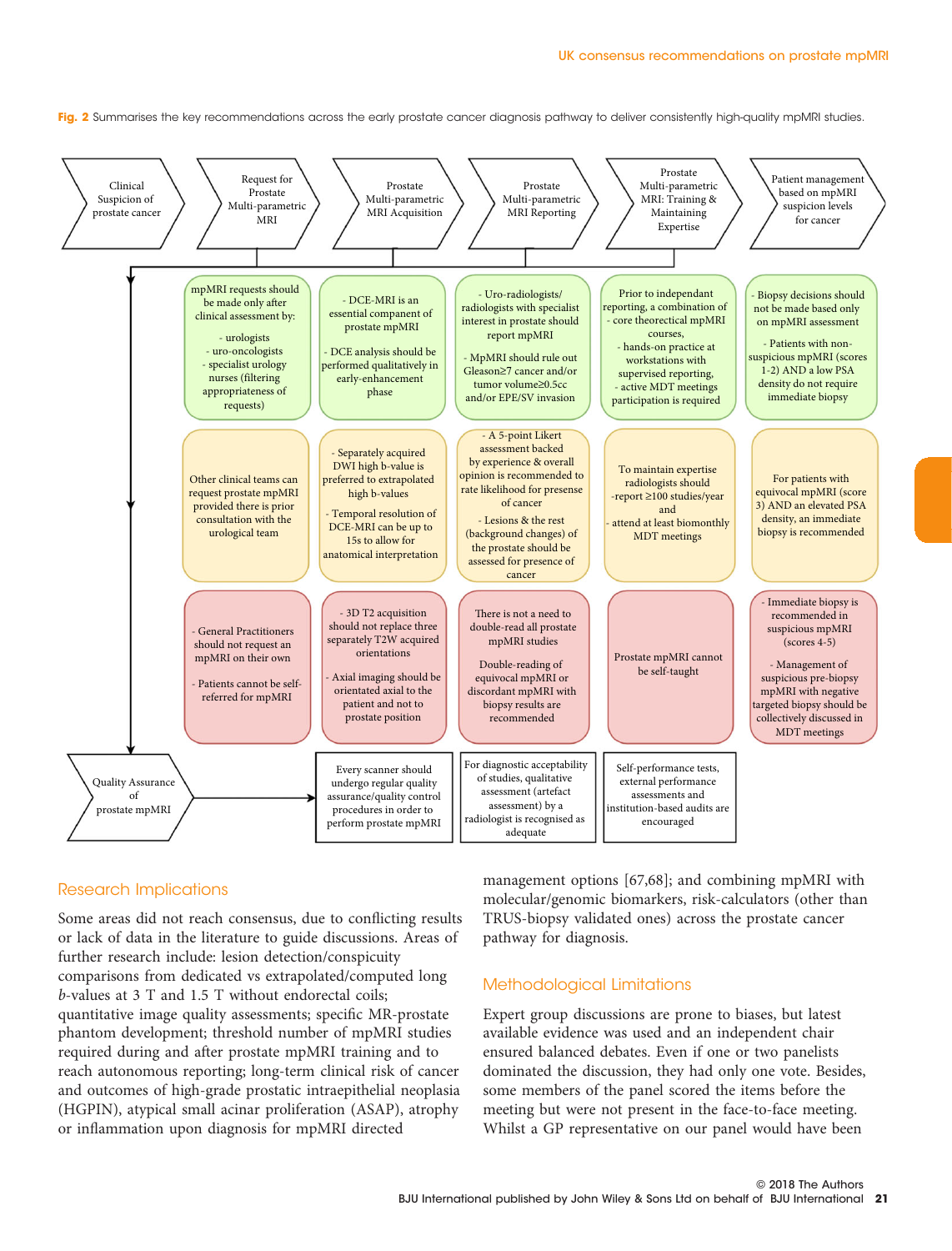**Fig. 2** Summarises the key recommendations across the early prostate cancer diagnosis pathway to deliver consistently high-quality mpMRI studies.

| Clinical Suspicion of prostate cancer | Request for Prostate Multi-parametric MRI | Prostate Multi-parametric MRI Acquisition | Prostate Multi-parametric MRI Reporting | Prostate Multi-parametric MRI: Training & Maintaining Expertise | Patient management based on mpMRI suspicion levels for cancer |
|---|---|---|---|---|---|
| | mpMRI requests should be made only after clinical assessment by: - urologists - uro-oncologists - specialist urology nurses (filtering appropriateness of requests) | - DCE-MRI is an essential component of prostate mpMRI - DCE analysis should be performed qualitatively in early-enhancement phase | - Uro-radiologists/ radiologists with specialist interest in prostate should report mpMRI - MpMRI should rule out Gleason≥7 cancer and/or tumor volume≥0.5cc and/or EPE/SV invasion | Prior to independant reporting, a combination of - core theorectical mpMRI courses, - hands-on practice at workstations with supervised reporting, - active MDT meetings participation is required | - Biopsy decisions should not be made based only on mpMRI assessment - Patients with non-suspicious mpMRI (scores 1-2) AND a low PSA density do not require immediate biopsy |
| | Other clinical teams can request prostate mpMRI provided there is prior consultation with the urological team | - Separately acquired DWI high b-value is preferred to extrapolated high b-values - Temporal resolution of DCE-MRI can be up to 15s to allow for anatomical interpretation | - A 5-point Likert assessment backed by experience & overall opinion is recommended to rate likelihood for presense of cancer - Lesions & the rest (background changes) of the prostate should be assessed for presence of cancer | To maintain expertise radiologists should -report ≥100 studies/year and - attend at least biomonthly MDT meetings | For patients with equivocal mpMRI (score 3) AND an elevated PSA density, an immediate biopsy is recommended |
| | - General Practitioners should not request an mpMRI on their own - Patients cannot be self-referred for mpMRI | - 3D T2 acquisition should not replace three separately T2W acquired orientations - Axial imaging should be orientated axial to the patient and not to prostate position | There is not a need to double-read all prostate mpMRI studies. Double-reading of equivocal mpMRI or discordant mpMRI with biopsy results are recommended | Prostate mpMRI cannot be self-taught | - Immediate biopsy is recommended in suspicious mpMRI (scores 4-5) - Management of suspicious pre-biopsy mpMRI with negative targeted biopsy should be collectively discussed in MDT meetings |
| Quality Assurance of prostate mpMRI | | Every scanner should undergo regular quality assurance/quality control procedures in order to perform prostate mpMRI | For diagnostic acceptability of studies, qualitative assessment (artefact assessment) by a radiologist is recognised as adequate | Self-performance tests, external performance assessments and institution-based audits are encouraged | |

## Research Implications

Some areas did not reach consensus, due to conflicting results or lack of data in the literature to guide discussions. Areas of further research include: lesion detection/conspicuity comparisons from dedicated vs extrapolated/computed long *b*-values at 3 T and 1.5 T without endorectal coils; quantitative image quality assessments; specific MR-prostate phantom development; threshold number of mpMRI studies required during and after prostate mpMRI training and to reach autonomous reporting; long-term clinical risk of cancer and outcomes of high-grade prostatic intraepithelial neoplasia (HGPIN), atypical small acinar proliferation (ASAP), atrophy or inflammation upon diagnosis for mpMRI directed management options [67,68]; and combining mpMRI with molecular/genomic biomarkers, risk-calculators (other than TRUS-biopsy validated ones) across the prostate cancer pathway for diagnosis.

## Methodological Limitations

Expert group discussions are prone to biases, but latest available evidence was used and an independent chair ensured balanced debates. Even if one or two panelists dominated the discussion, they had only one vote. Besides, some members of the panel scored the items before the meeting but were not present in the face-to-face meeting. Whilst a GP representative on our panel would have been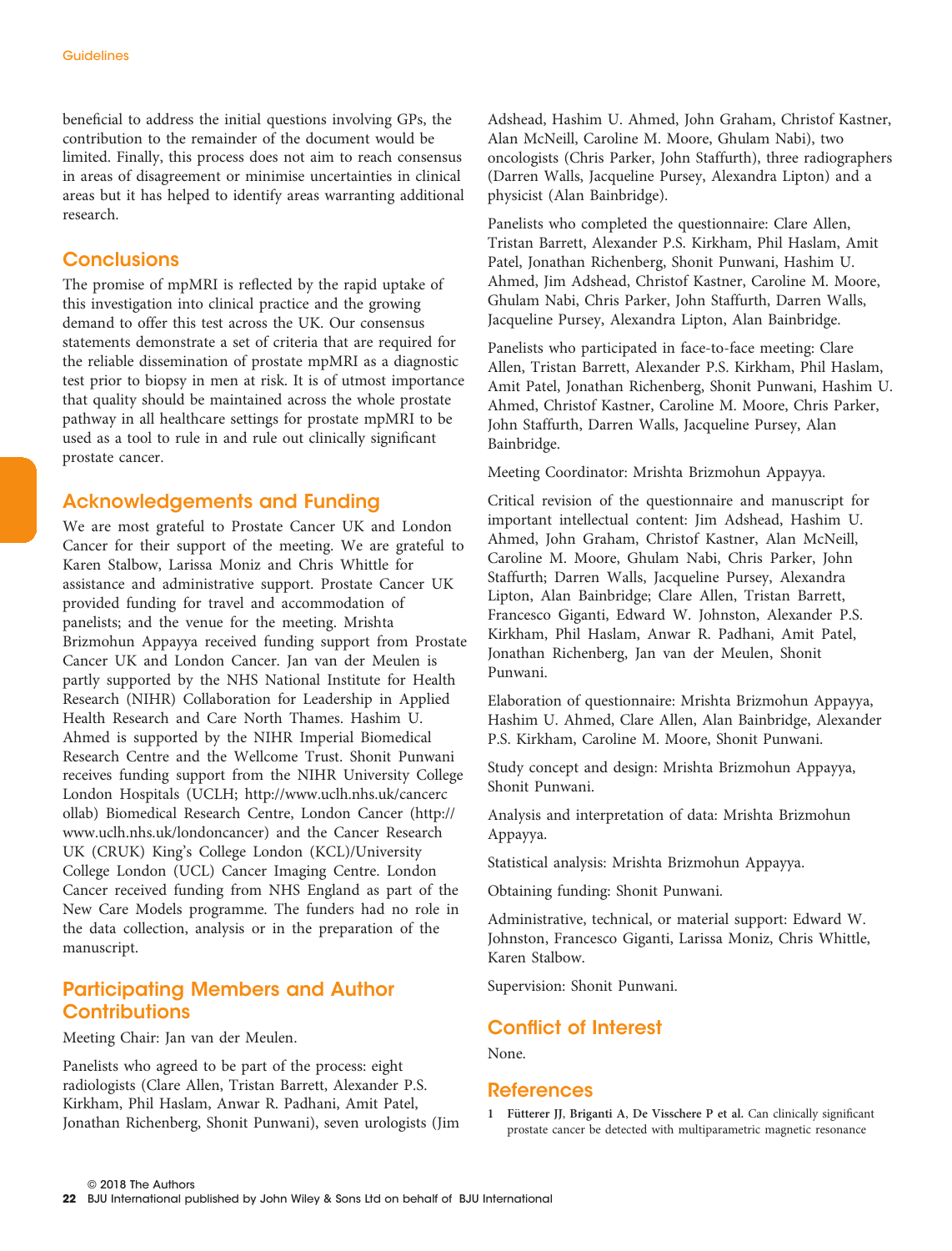beneficial to address the initial questions involving GPs, the contribution to the remainder of the document would be limited. Finally, this process does not aim to reach consensus in areas of disagreement or minimise uncertainties in clinical areas but it has helped to identify areas warranting additional research.

## Conclusions

The promise of mpMRI is reflected by the rapid uptake of this investigation into clinical practice and the growing demand to offer this test across the UK. Our consensus statements demonstrate a set of criteria that are required for the reliable dissemination of prostate mpMRI as a diagnostic test prior to biopsy in men at risk. It is of utmost importance that quality should be maintained across the whole prostate pathway in all healthcare settings for prostate mpMRI to be used as a tool to rule in and rule out clinically significant prostate cancer.

## Acknowledgements and Funding

We are most grateful to Prostate Cancer UK and London Cancer for their support of the meeting. We are grateful to Karen Stalbow, Larissa Moniz and Chris Whittle for assistance and administrative support. Prostate Cancer UK provided funding for travel and accommodation of panelists; and the venue for the meeting. Mrishta Brizmohun Appayya received funding support from Prostate Cancer UK and London Cancer. Jan van der Meulen is partly supported by the NHS National Institute for Health Research (NIHR) Collaboration for Leadership in Applied Health Research and Care North Thames. Hashim U. Ahmed is supported by the NIHR Imperial Biomedical Research Centre and the Wellcome Trust. Shonit Punwani receives funding support from the NIHR University College London Hospitals (UCLH; http://www.uclh.nhs.uk/cancercollab) Biomedical Research Centre, London Cancer (http://www.uclh.nhs.uk/londoncancer) and the Cancer Research UK (CRUK) King's College London (KCL)/University College London (UCL) Cancer Imaging Centre. London Cancer received funding from NHS England as part of the New Care Models programme. The funders had no role in the data collection, analysis or in the preparation of the manuscript.

## Participating Members and Author Contributions

Meeting Chair: Jan van der Meulen.

Panelists who agreed to be part of the process: eight radiologists (Clare Allen, Tristan Barrett, Alexander P.S. Kirkham, Phil Haslam, Anwar R. Padhani, Amit Patel, Jonathan Richenberg, Shonit Punwani), seven urologists (Jim Adshead, Hashim U. Ahmed, John Graham, Christof Kastner, Alan McNeill, Caroline M. Moore, Ghulam Nabi), two oncologists (Chris Parker, John Staffurth), three radiographers (Darren Walls, Jacqueline Pursey, Alexandra Lipton) and a physicist (Alan Bainbridge).

Panelists who completed the questionnaire: Clare Allen, Tristan Barrett, Alexander P.S. Kirkham, Phil Haslam, Amit Patel, Jonathan Richenberg, Shonit Punwani, Hashim U. Ahmed, Jim Adshead, Christof Kastner, Caroline M. Moore, Ghulam Nabi, Chris Parker, John Staffurth, Darren Walls, Jacqueline Pursey, Alexandra Lipton, Alan Bainbridge.

Panelists who participated in face-to-face meeting: Clare Allen, Tristan Barrett, Alexander P.S. Kirkham, Phil Haslam, Amit Patel, Jonathan Richenberg, Shonit Punwani, Hashim U. Ahmed, Christof Kastner, Caroline M. Moore, Chris Parker, John Staffurth, Darren Walls, Jacqueline Pursey, Alan Bainbridge.

Meeting Coordinator: Mrishta Brizmohun Appayya.

Critical revision of the questionnaire and manuscript for important intellectual content: Jim Adshead, Hashim U. Ahmed, John Graham, Christof Kastner, Alan McNeill, Caroline M. Moore, Ghulam Nabi, Chris Parker, John Staffurth; Darren Walls, Jacqueline Pursey, Alexandra Lipton, Alan Bainbridge; Clare Allen, Tristan Barrett, Francesco Giganti, Edward W. Johnston, Alexander P.S. Kirkham, Phil Haslam, Anwar R. Padhani, Amit Patel, Jonathan Richenberg, Jan van der Meulen, Shonit Punwani.

Elaboration of questionnaire: Mrishta Brizmohun Appayya, Hashim U. Ahmed, Clare Allen, Alan Bainbridge, Alexander P.S. Kirkham, Caroline M. Moore, Shonit Punwani.

Study concept and design: Mrishta Brizmohun Appayya, Shonit Punwani.

Analysis and interpretation of data: Mrishta Brizmohun Appayya.

Statistical analysis: Mrishta Brizmohun Appayya.

Obtaining funding: Shonit Punwani.

Administrative, technical, or material support: Edward W. Johnston, Francesco Giganti, Larissa Moniz, Chris Whittle, Karen Stalbow.

Supervision: Shonit Punwani.

## Conflict of Interest

None.

## References

1 **Fütterer JJ, Briganti A, De Visschere P et al.** Can clinically significant prostate cancer be detected with multiparametric magnetic resonance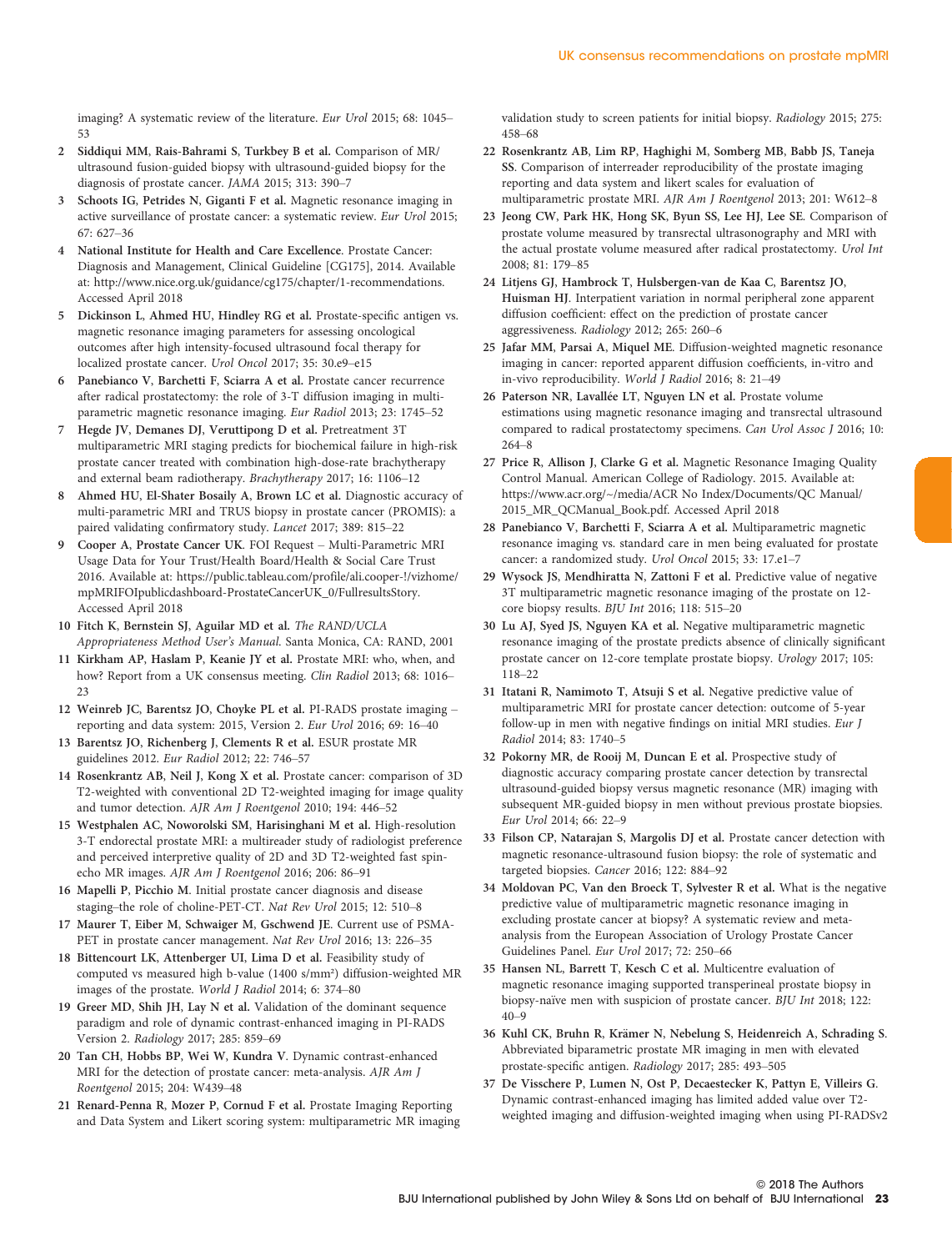imaging? A systematic review of the literature. *Eur Urol* 2015; 68: 1045–53

2 **Siddiqui MM, Rais-Bahrami S, Turkbey B et al.** Comparison of MR/ultrasound fusion-guided biopsy with ultrasound-guided biopsy for the diagnosis of prostate cancer. *JAMA* 2015; 313: 390–7

3 **Schoots IG, Petrides N, Giganti F et al.** Magnetic resonance imaging in active surveillance of prostate cancer: a systematic review. *Eur Urol* 2015; 67: 627–36

4 **National Institute for Health and Care Excellence.** Prostate Cancer: Diagnosis and Management, Clinical Guideline [CG175], 2014. Available at: http://www.nice.org.uk/guidance/cg175/chapter/1-recommendations. Accessed April 2018

5 **Dickinson L, Ahmed HU, Hindley RG et al.** Prostate-specific antigen vs. magnetic resonance imaging parameters for assessing oncological outcomes after high intensity-focused ultrasound focal therapy for localized prostate cancer. *Urol Oncol* 2017; 35: 30.e9–e15

6 **Panebianco V, Barchetti F, Sciarra A et al.** Prostate cancer recurrence after radical prostatectomy: the role of 3-T diffusion imaging in multi-parametric magnetic resonance imaging. *Eur Radiol* 2013; 23: 1745–52

7 **Hegde JV, Demanes DJ, Veruttipong D et al.** Pretreatment 3T multiparametric MRI staging predicts for biochemical failure in high-risk prostate cancer treated with combination high-dose-rate brachytherapy and external beam radiotherapy. *Brachytherapy* 2017; 16: 1106–12

8 **Ahmed HU, El-Shater Bosaily A, Brown LC et al.** Diagnostic accuracy of multi-parametric MRI and TRUS biopsy in prostate cancer (PROMIS): a paired validating confirmatory study. *Lancet* 2017; 389: 815–22

9 **Cooper A, Prostate Cancer UK.** FOI Request – Multi-Parametric MRI Usage Data for Your Trust/Health Board/Health & Social Care Trust 2016. Available at: https://public.tableau.com/profile/ali.cooper-!/vizhome/mpMRIFOIpublicdashboard-ProstateCancerUK_0/FullresultsStory. Accessed April 2018

10 **Fitch K, Bernstein SJ, Aguilar MD et al.** *The RAND/UCLA Appropriateness Method User's Manual.* Santa Monica, CA: RAND, 2001

11 **Kirkham AP, Haslam P, Keanie JY et al.** Prostate MRI: who, when, and how? Report from a UK consensus meeting. *Clin Radiol* 2013; 68: 1016–23

12 **Weinreb JC, Barentsz JO, Choyke PL et al.** PI-RADS prostate imaging – reporting and data system: 2015, Version 2. *Eur Urol* 2016; 69: 16–40

13 **Barentsz JO, Richenberg J, Clements R et al.** ESUR prostate MR guidelines 2012. *Eur Radiol* 2012; 22: 746–57

14 **Rosenkrantz AB, Neil J, Kong X et al.** Prostate cancer: comparison of 3D T2-weighted with conventional 2D T2-weighted imaging for image quality and tumor detection. *AJR Am J Roentgenol* 2010; 194: 446–52

15 **Westphalen AC, Noworolski SM, Harisinghani M et al.** High-resolution 3-T endorectal prostate MRI: a multireader study of radiologist preference and perceived interpretive quality of 2D and 3D T2-weighted fast spin-echo MR images. *AJR Am J Roentgenol* 2016; 206: 86–91

16 **Mapelli P, Picchio M.** Initial prostate cancer diagnosis and disease staging–the role of choline-PET-CT. *Nat Rev Urol* 2015; 12: 510–8

17 **Maurer T, Eiber M, Schwaiger M, Gschwend JE.** Current use of PSMA-PET in prostate cancer management. *Nat Rev Urol* 2016; 13: 226–35

18 **Bittencourt LK, Attenberger UI, Lima D et al.** Feasibility study of computed vs measured high b-value (1400 s/mm²) diffusion-weighted MR images of the prostate. *World J Radiol* 2014; 6: 374–80

19 **Greer MD, Shih JH, Lay N et al.** Validation of the dominant sequence paradigm and role of dynamic contrast-enhanced imaging in PI-RADS Version 2. *Radiology* 2017; 285: 859–69

20 **Tan CH, Hobbs BP, Wei W, Kundra V.** Dynamic contrast-enhanced MRI for the detection of prostate cancer: meta-analysis. *AJR Am J Roentgenol* 2015; 204: W439–48

21 **Renard-Penna R, Mozer P, Cornud F et al.** Prostate Imaging Reporting and Data System and Likert scoring system: multiparametric MR imaging validation study to screen patients for initial biopsy. *Radiology* 2015; 275: 458–68

22 **Rosenkrantz AB, Lim RP, Haghighi M, Somberg MB, Babb JS, Taneja SS.** Comparison of interreader reproducibility of the prostate imaging reporting and data system and likert scales for evaluation of multiparametric prostate MRI. *AJR Am J Roentgenol* 2013; 201: W612–8

23 **Jeong CW, Park HK, Hong SK, Byun SS, Lee HJ, Lee SE.** Comparison of prostate volume measured by transrectal ultrasonography and MRI with the actual prostate volume measured after radical prostatectomy. *Urol Int* 2008; 81: 179–85

24 **Litjens GJ, Hambrock T, Hulsbergen-van de Kaa C, Barentsz JO, Huisman HJ.** Interpatient variation in normal peripheral zone apparent diffusion coefficient: effect on the prediction of prostate cancer aggressiveness. *Radiology* 2012; 265: 260–6

25 **Jafar MM, Parsai A, Miquel ME.** Diffusion-weighted magnetic resonance imaging in cancer: reported apparent diffusion coefficients, in-vitro and in-vivo reproducibility. *World J Radiol* 2016; 8: 21–49

26 **Paterson NR, Lavallée LT, Nguyen LN et al.** Prostate volume estimations using magnetic resonance imaging and transrectal ultrasound compared to radical prostatectomy specimens. *Can Urol Assoc J* 2016; 10: 264–8

27 **Price R, Allison J, Clarke G et al.** Magnetic Resonance Imaging Quality Control Manual. American College of Radiology. 2015. Available at: https://www.acr.org/~/media/ACR No Index/Documents/QC Manual/2015_MR_QCManual_Book.pdf. Accessed April 2018

28 **Panebianco V, Barchetti F, Sciarra A et al.** Multiparametric magnetic resonance imaging vs. standard care in men being evaluated for prostate cancer: a randomized study. *Urol Oncol* 2015; 33: 17.e1–7

29 **Wysock JS, Mendhiratta N, Zattoni F et al.** Predictive value of negative 3T multiparametric magnetic resonance imaging of the prostate on 12-core biopsy results. *BJU Int* 2016; 118: 515–20

30 **Lu AJ, Syed JS, Nguyen KA et al.** Negative multiparametric magnetic resonance imaging of the prostate predicts absence of clinically significant prostate cancer on 12-core template prostate biopsy. *Urology* 2017; 105: 118–22

31 **Itatani R, Namimoto T, Atsuji S et al.** Negative predictive value of multiparametric MRI for prostate cancer detection: outcome of 5-year follow-up in men with negative findings on initial MRI studies. *Eur J Radiol* 2014; 83: 1740–5

32 **Pokorny MR, de Rooij M, Duncan E et al.** Prospective study of diagnostic accuracy comparing prostate cancer detection by transrectal ultrasound-guided biopsy versus magnetic resonance (MR) imaging with subsequent MR-guided biopsy in men without previous prostate biopsies. *Eur Urol* 2014; 66: 22–9

33 **Filson CP, Natarajan S, Margolis DJ et al.** Prostate cancer detection with magnetic resonance-ultrasound fusion biopsy: the role of systematic and targeted biopsies. *Cancer* 2016; 122: 884–92

34 **Moldovan PC, Van den Broeck T, Sylvester R et al.** What is the negative predictive value of multiparametric magnetic resonance imaging in excluding prostate cancer at biopsy? A systematic review and meta-analysis from the European Association of Urology Prostate Cancer Guidelines Panel. *Eur Urol* 2017; 72: 250–66

35 **Hansen NL, Barrett T, Kesch C et al.** Multicentre evaluation of magnetic resonance imaging supported transperineal prostate biopsy in biopsy-naïve men with suspicion of prostate cancer. *BJU Int* 2018; 122: 40–9

36 **Kuhl CK, Bruhn R, Krämer N, Nebelung S, Heidenreich A, Schrading S.** Abbreviated biparametric prostate MR imaging in men with elevated prostate-specific antigen. *Radiology* 2017; 285: 493–505

37 **De Visschere P, Lumen N, Ost P, Decaestecker K, Pattyn E, Villeirs G.** Dynamic contrast-enhanced imaging has limited added value over T2-weighted imaging and diffusion-weighted imaging when using PI-RADSv2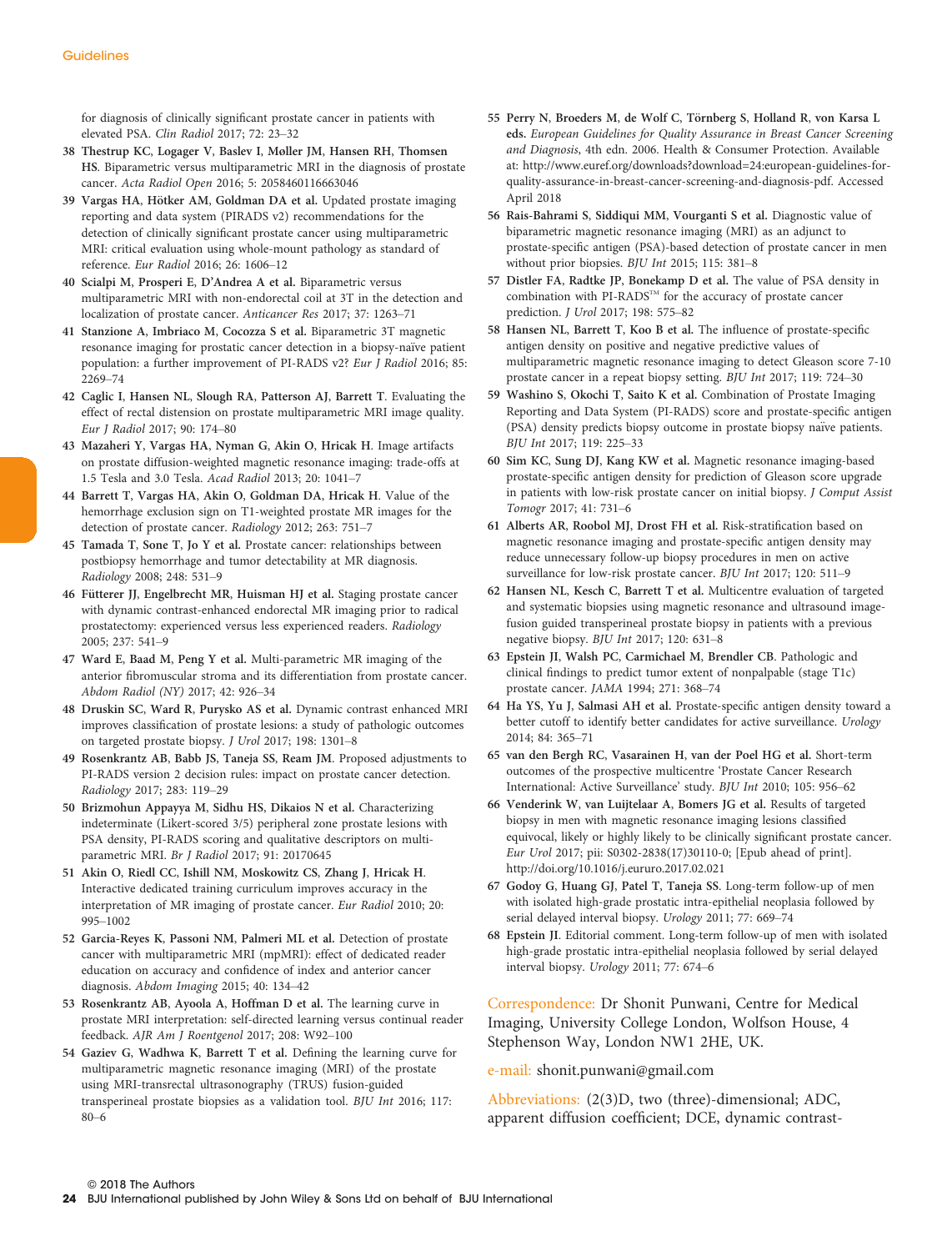for diagnosis of clinically significant prostate cancer in patients with elevated PSA. *Clin Radiol* 2017; 72: 23–32

38 **Thestrup KC, Logager V, Baslev I, Møller JM, Hansen RH, Thomsen HS.** Biparametric versus multiparametric MRI in the diagnosis of prostate cancer. *Acta Radiol Open* 2016; 5: 2058460116663046

39 **Vargas HA, Hötker AM, Goldman DA et al.** Updated prostate imaging reporting and data system (PIRADS v2) recommendations for the detection of clinically significant prostate cancer using multiparametric MRI: critical evaluation using whole-mount pathology as standard of reference. *Eur Radiol* 2016; 26: 1606–12

40 **Scialpi M, Prosperi E, D'Andrea A et al.** Biparametric versus multiparametric MRI with non-endorectal coil at 3T in the detection and localization of prostate cancer. *Anticancer Res* 2017; 37: 1263–71

41 **Stanzione A, Imbriaco M, Cocozza S et al.** Biparametric 3T magnetic resonance imaging for prostatic cancer detection in a biopsy-naïve patient population: a further improvement of PI-RADS v2? *Eur J Radiol* 2016; 85: 2269–74

42 **Caglic I, Hansen NL, Slough RA, Patterson AJ, Barrett T.** Evaluating the effect of rectal distension on prostate multiparametric MRI image quality. *Eur J Radiol* 2017; 90: 174–80

43 **Mazaheri Y, Vargas HA, Nyman G, Akin O, Hricak H.** Image artifacts on prostate diffusion-weighted magnetic resonance imaging: trade-offs at 1.5 Tesla and 3.0 Tesla. *Acad Radiol* 2013; 20: 1041–7

44 **Barrett T, Vargas HA, Akin O, Goldman DA, Hricak H.** Value of the hemorrhage exclusion sign on T1-weighted prostate MR images for the detection of prostate cancer. *Radiology* 2012; 263: 751–7

45 **Tamada T, Sone T, Jo Y et al.** Prostate cancer: relationships between postbiopsy hemorrhage and tumor detectability at MR diagnosis. *Radiology* 2008; 248: 531–9

46 **Fütterer JJ, Engelbrecht MR, Huisman HJ et al.** Staging prostate cancer with dynamic contrast-enhanced endorectal MR imaging prior to radical prostatectomy: experienced versus less experienced readers. *Radiology* 2005; 237: 541–9

47 **Ward E, Baad M, Peng Y et al.** Multi-parametric MR imaging of the anterior fibromuscular stroma and its differentiation from prostate cancer. *Abdom Radiol (NY)* 2017; 42: 926–34

48 **Druskin SC, Ward R, Purysko AS et al.** Dynamic contrast enhanced MRI improves classification of prostate lesions: a study of pathologic outcomes on targeted prostate biopsy. *J Urol* 2017; 198: 1301–8

49 **Rosenkrantz AB, Babb JS, Taneja SS, Ream JM.** Proposed adjustments to PI-RADS version 2 decision rules: impact on prostate cancer detection. *Radiology* 2017; 283: 119–29

50 **Brizmohun Appayya M, Sidhu HS, Dikaios N et al.** Characterizing indeterminate (Likert-score 3/5) peripheral zone prostate lesions with PSA density, PI-RADS scoring and qualitative descriptors on multi-parametric MRI. *Br J Radiol* 2017; 91: 20170645

51 **Akin O, Riedl CC, Ishill NM, Moskowitz CS, Zhang J, Hricak H.** Interactive dedicated training curriculum improves accuracy in the interpretation of MR imaging of prostate cancer. *Eur Radiol* 2010; 20: 995–1002

52 **Garcia-Reyes K, Passoni NM, Palmeri ML et al.** Detection of prostate cancer with multiparametric MRI (mpMRI): effect of dedicated reader education on accuracy and confidence of index and anterior cancer diagnosis. *Abdom Imaging* 2015; 40: 134–42

53 **Rosenkrantz AB, Ayoola A, Hoffman D et al.** The learning curve in prostate MRI interpretation: self-directed learning versus continual reader feedback. *AJR Am J Roentgenol* 2017; 208: W92–100

54 **Gaziev G, Wadhwa K, Barrett T et al.** Defining the learning curve for multiparametric magnetic resonance imaging (MRI) of the prostate using MRI-transrectal ultrasonography (TRUS) fusion-guided transperineal prostate biopsies as a validation tool. *BJU Int* 2016; 117: 80–6

55 **Perry N, Broeders M, de Wolf C, Törnberg S, Holland R, von Karsa L eds.** *European Guidelines for Quality Assurance in Breast Cancer Screening and Diagnosis*, 4th edn. 2006. Health & Consumer Protection. Available at: http://www.euref.org/downloads?download=24:european-guidelines-for-quality-assurance-in-breast-cancer-screening-and-diagnosis-pdf. Accessed April 2018

56 **Rais-Bahrami S, Siddiqui MM, Vourganti S et al.** Diagnostic value of biparametric magnetic resonance imaging (MRI) as an adjunct to prostate-specific antigen (PSA)-based detection of prostate cancer in men without prior biopsies. *BJU Int* 2015; 115: 381–8

57 **Distler FA, Radtke JP, Bonekamp D et al.** The value of PSA density in combination with PI-RADS™ for the accuracy of prostate cancer prediction. *J Urol* 2017; 198: 575–82

58 **Hansen NL, Barrett T, Koo B et al.** The influence of prostate-specific antigen density on positive and negative predictive values of multiparametric magnetic resonance imaging to detect Gleason score 7-10 prostate cancer in a repeat biopsy setting. *BJU Int* 2017; 119: 724–30

59 **Washino S, Okochi T, Saito K et al.** Combination of Prostate Imaging Reporting and Data System (PI-RADS) score and prostate-specific antigen (PSA) density predicts biopsy outcome in prostate biopsy naïve patients. *BJU Int* 2017; 119: 225–33

60 **Sim KC, Sung DJ, Kang KW et al.** Magnetic resonance imaging-based prostate-specific antigen density for prediction of Gleason score upgrade in patients with low-risk prostate cancer on initial biopsy. *J Comput Assist Tomogr* 2017; 41: 731–6

61 **Alberts AR, Roobol MJ, Drost FH et al.** Risk-stratification based on magnetic resonance imaging and prostate-specific antigen density may reduce unnecessary follow-up biopsy procedures in men on active surveillance for low-risk prostate cancer. *BJU Int* 2017; 120: 511–9

62 **Hansen NL, Kesch C, Barrett T et al.** Multicentre evaluation of targeted and systematic biopsies using magnetic resonance and ultrasound image-fusion guided transperineal prostate biopsy in patients with a previous negative biopsy. *BJU Int* 2017; 120: 631–8

63 **Epstein JI, Walsh PC, Carmichael M, Brendler CB.** Pathologic and clinical findings to predict tumor extent of nonpalpable (stage T1c) prostate cancer. *JAMA* 1994; 271: 368–74

64 **Ha YS, Yu J, Salmasi AH et al.** Prostate-specific antigen density toward a better cutoff to identify better candidates for active surveillance. *Urology* 2014; 84: 365–71

65 **van den Bergh RC, Vasarainen H, van der Poel HG et al.** Short-term outcomes of the prospective multicentre 'Prostate Cancer Research International: Active Surveillance' study. *BJU Int* 2010; 105: 956–62

66 **Venderink W, van Luijtelaar A, Bomers JG et al.** Results of targeted biopsy in men with magnetic resonance imaging lesions classified equivocal, likely or highly likely to be clinically significant prostate cancer. *Eur Urol* 2017; pii: S0302-2838(17)30110-0; [Epub ahead of print]. http://doi.org/10.1016/j.eururo.2017.02.021

67 **Godoy G, Huang GJ, Patel T, Taneja SS.** Long-term follow-up of men with isolated high-grade prostatic intra-epithelial neoplasia followed by serial delayed interval biopsy. *Urology* 2011; 77: 669–74

68 **Epstein JI.** Editorial comment. Long-term follow-up of men with isolated high-grade prostatic intra-epithelial neoplasia followed by serial delayed interval biopsy. *Urology* 2011; 77: 674–6

Correspondence: Dr Shonit Punwani, Centre for Medical Imaging, University College London, Wolfson House, 4 Stephenson Way, London NW1 2HE, UK.

e-mail: shonit.punwani@gmail.com

Abbreviations: 2(3)D, two (three)-dimensional; ADC, apparent diffusion coefficient; DCE, dynamic contrast-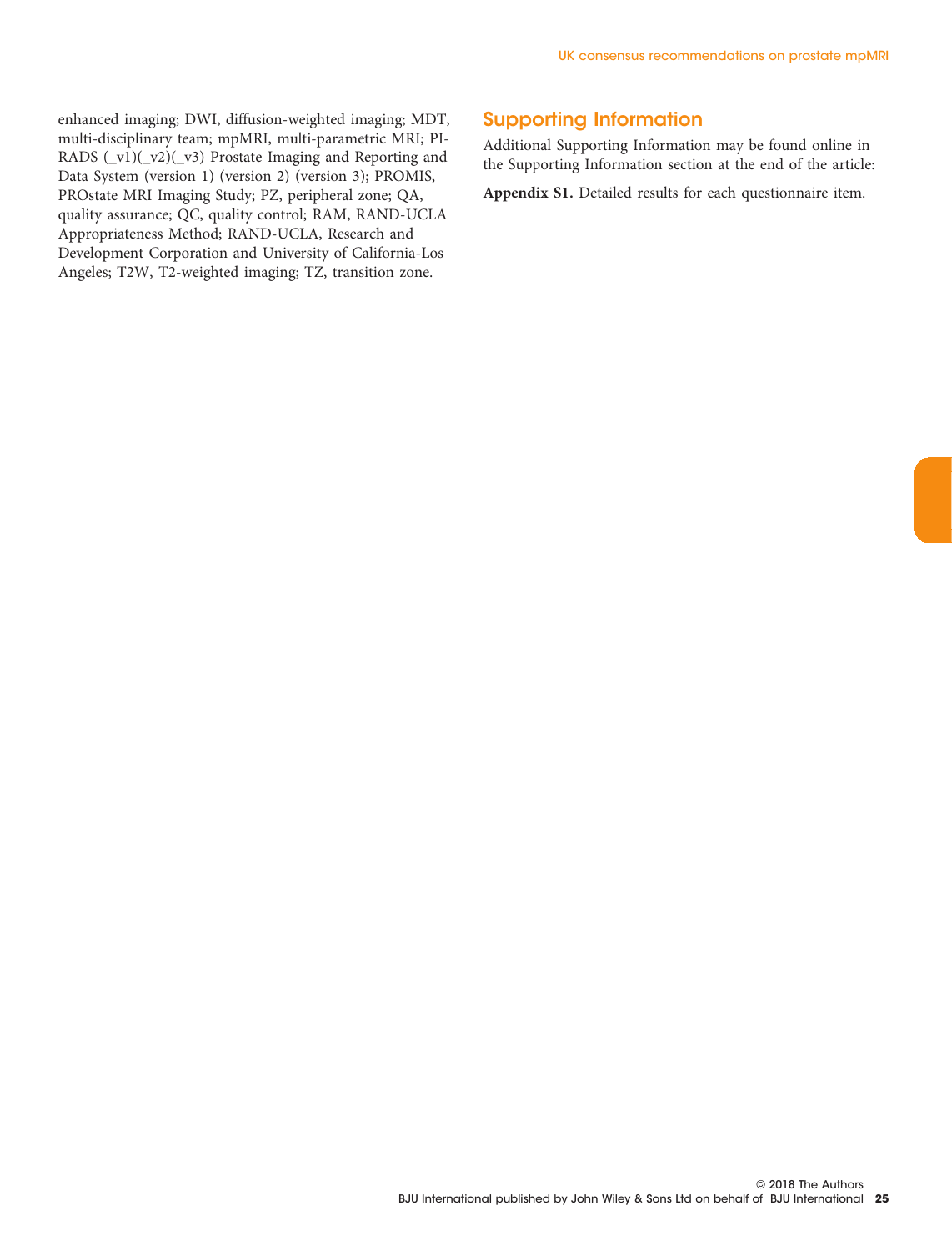enhanced imaging; DWI, diffusion-weighted imaging; MDT, multi-disciplinary team; mpMRI, multi-parametric MRI; PI-RADS (_v1)(_v2)(_v3) Prostate Imaging and Reporting and Data System (version 1) (version 2) (version 3); PROMIS, PROstate MRI Imaging Study; PZ, peripheral zone; QA, quality assurance; QC, quality control; RAM, RAND-UCLA Appropriateness Method; RAND-UCLA, Research and Development Corporation and University of California-Los Angeles; T2W, T2-weighted imaging; TZ, transition zone.

## Supporting Information

Additional Supporting Information may be found online in the Supporting Information section at the end of the article:

**Appendix S1.** Detailed results for each questionnaire item.